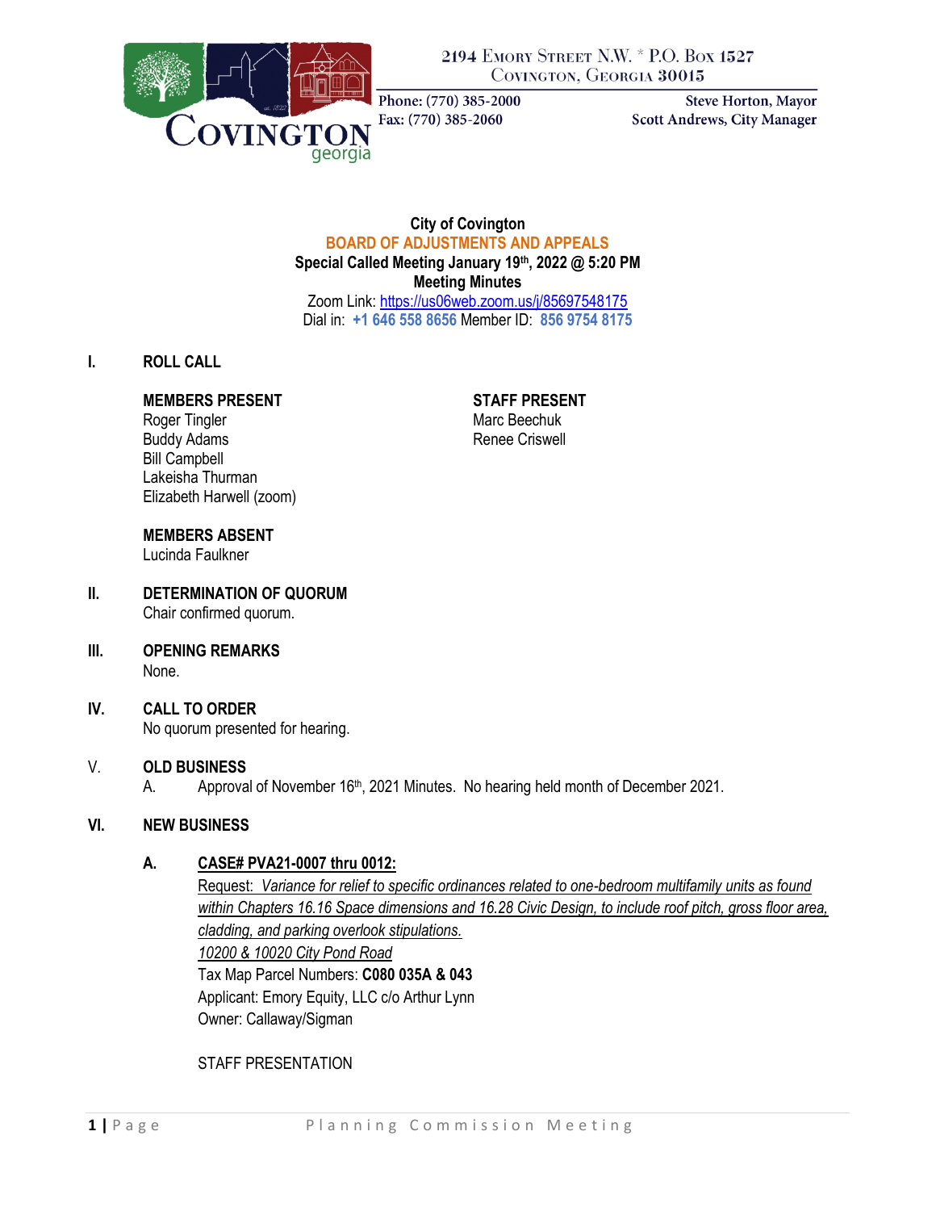2194 Emory Street N.W. * P.O. Box 1527
Covington, Georgia 30015

Phone: (770) 385-2000
Fax: (770) 385-2060

Steve Horton, Mayor
Scott Andrews, City Manager

**City of Covington**
**BOARD OF ADJUSTMENTS AND APPEALS**
**Special Called Meeting January 19th, 2022 @ 5:20 PM**
**Meeting Minutes**
Zoom Link: https://us06web.zoom.us/j/85697548175
Dial in: **+1 646 558 8656** Member ID: **856 9754 8175**

## I. ROLL CALL

**MEMBERS PRESENT**
Roger Tingler
Buddy Adams
Bill Campbell
Lakeisha Thurman
Elizabeth Harwell (zoom)

**STAFF PRESENT**
Marc Beechuk
Renee Criswell

**MEMBERS ABSENT**
Lucinda Faulkner

## II. DETERMINATION OF QUORUM
Chair confirmed quorum.

## III. OPENING REMARKS
None.

## IV. CALL TO ORDER
No quorum presented for hearing.

## V. OLD BUSINESS
A. Approval of November 16th, 2021 Minutes. No hearing held month of December 2021.

## VI. NEW BUSINESS

### A. CASE# PVA21-0007 thru 0012:
Request: *Variance for relief to specific ordinances related to one-bedroom multifamily units as found within Chapters 16.16 Space dimensions and 16.28 Civic Design, to include roof pitch, gross floor area, cladding, and parking overlook stipulations.*
*10200 & 10020 City Pond Road*
Tax Map Parcel Numbers: **C080 035A & 043**
Applicant: Emory Equity, LLC c/o Arthur Lynn
Owner: Callaway/Sigman

STAFF PRESENTATION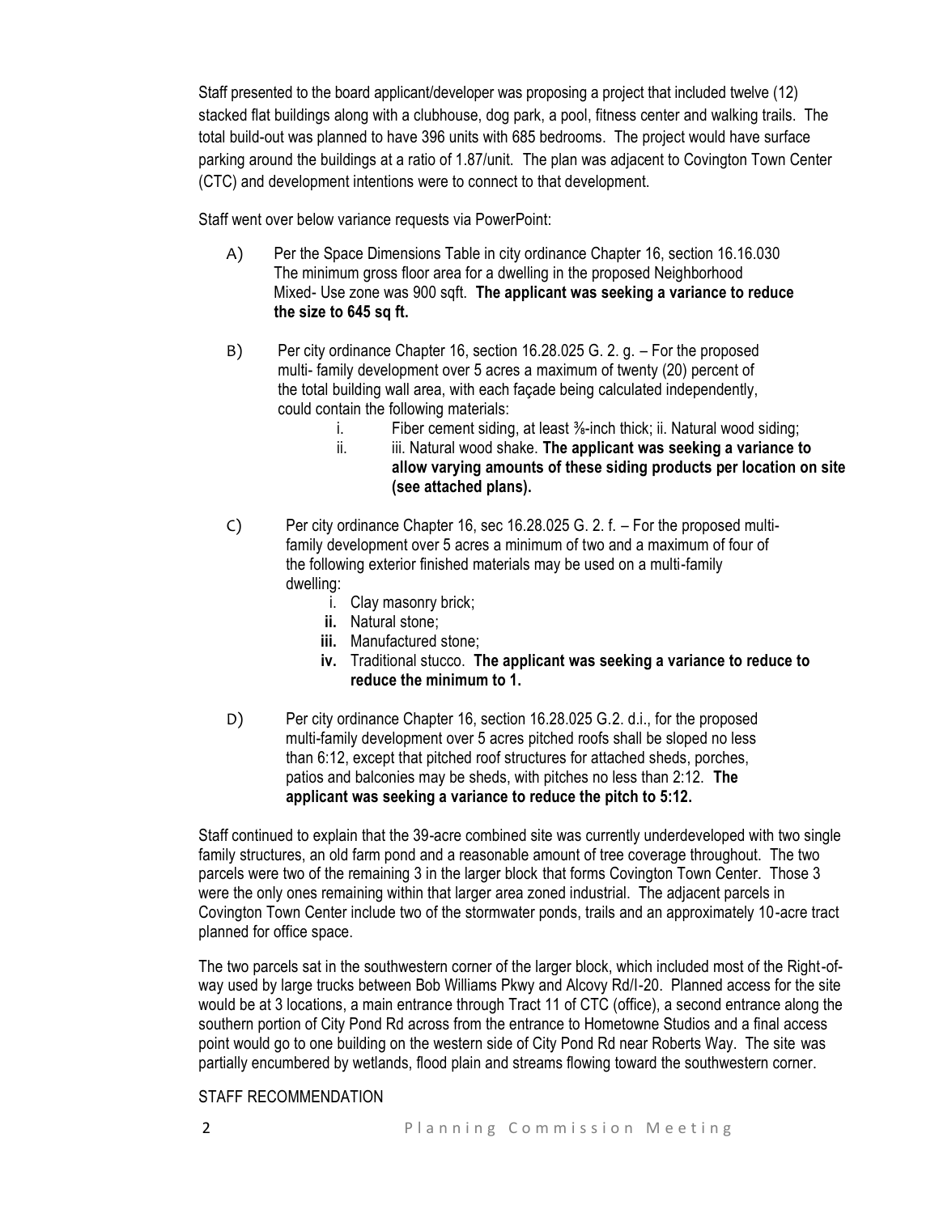Staff presented to the board applicant/developer was proposing a project that included twelve (12) stacked flat buildings along with a clubhouse, dog park, a pool, fitness center and walking trails. The total build-out was planned to have 396 units with 685 bedrooms. The project would have surface parking around the buildings at a ratio of 1.87/unit. The plan was adjacent to Covington Town Center (CTC) and development intentions were to connect to that development.

Staff went over below variance requests via PowerPoint:

A) Per the Space Dimensions Table in city ordinance Chapter 16, section 16.16.030 The minimum gross floor area for a dwelling in the proposed Neighborhood Mixed- Use zone was 900 sqft. **The applicant was seeking a variance to reduce the size to 645 sq ft.**

B) Per city ordinance Chapter 16, section 16.28.025 G. 2. g. – For the proposed multi- family development over 5 acres a maximum of twenty (20) percent of the total building wall area, with each façade being calculated independently, could contain the following materials:

   i. Fiber cement siding, at least ⅜-inch thick; ii. Natural wood siding;
   ii. iii. Natural wood shake. **The applicant was seeking a variance to allow varying amounts of these siding products per location on site (see attached plans).**

C) Per city ordinance Chapter 16, sec 16.28.025 G. 2. f. – For the proposed multi-family development over 5 acres a minimum of two and a maximum of four of the following exterior finished materials may be used on a multi-family dwelling:

   i. Clay masonry brick;
   ii. Natural stone;
   iii. Manufactured stone;
   iv. Traditional stucco. **The applicant was seeking a variance to reduce to reduce the minimum to 1.**

D) Per city ordinance Chapter 16, section 16.28.025 G.2. d.i., for the proposed multi-family development over 5 acres pitched roofs shall be sloped no less than 6:12, except that pitched roof structures for attached sheds, porches, patios and balconies may be sheds, with pitches no less than 2:12. **The applicant was seeking a variance to reduce the pitch to 5:12.**

Staff continued to explain that the 39-acre combined site was currently underdeveloped with two single family structures, an old farm pond and a reasonable amount of tree coverage throughout. The two parcels were two of the remaining 3 in the larger block that forms Covington Town Center. Those 3 were the only ones remaining within that larger area zoned industrial. The adjacent parcels in Covington Town Center include two of the stormwater ponds, trails and an approximately 10-acre tract planned for office space.

The two parcels sat in the southwestern corner of the larger block, which included most of the Right-of-way used by large trucks between Bob Williams Pkwy and Alcovy Rd/I-20. Planned access for the site would be at 3 locations, a main entrance through Tract 11 of CTC (office), a second entrance along the southern portion of City Pond Rd across from the entrance to Hometowne Studios and a final access point would go to one building on the western side of City Pond Rd near Roberts Way. The site was partially encumbered by wetlands, flood plain and streams flowing toward the southwestern corner.

STAFF RECOMMENDATION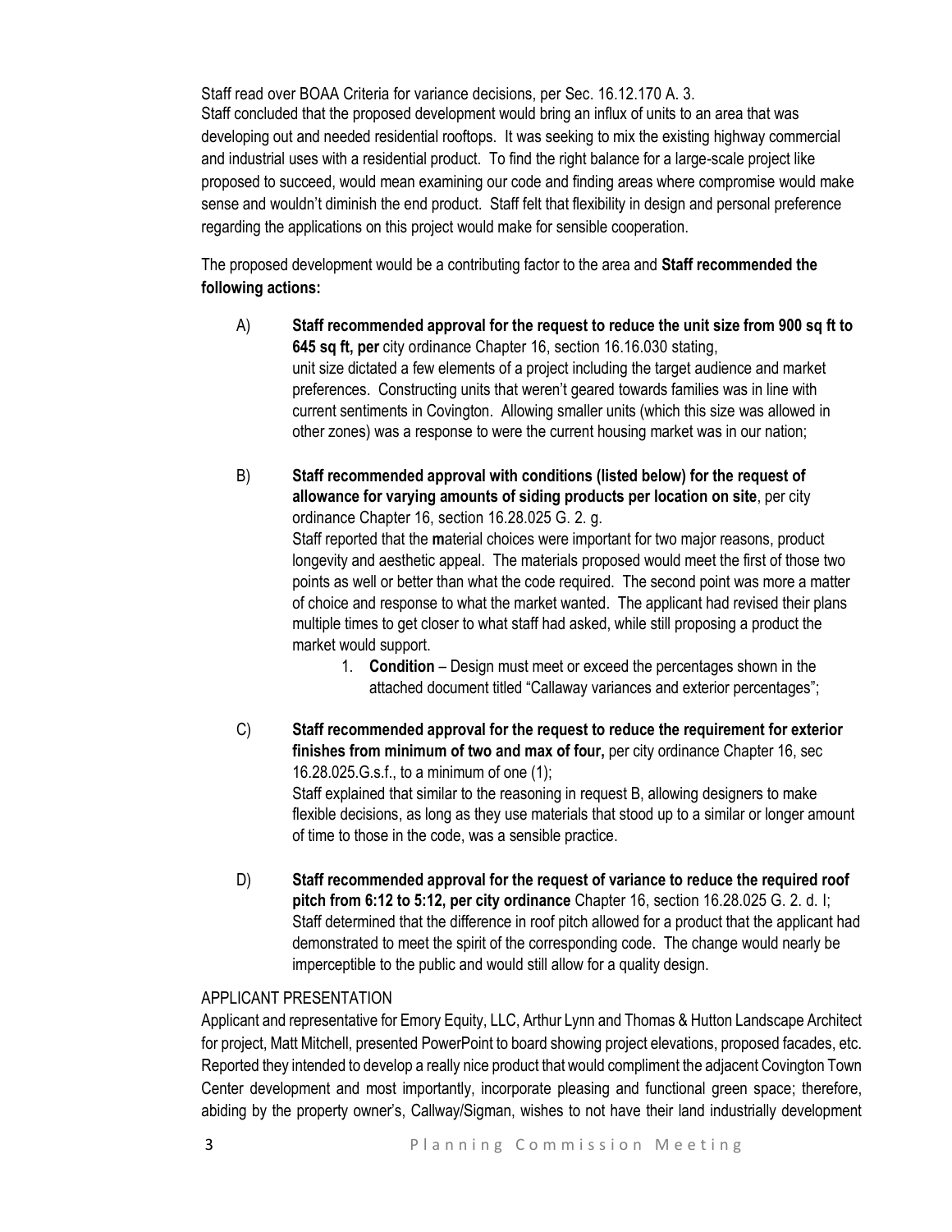Staff read over BOAA Criteria for variance decisions, per Sec. 16.12.170 A. 3.
Staff concluded that the proposed development would bring an influx of units to an area that was developing out and needed residential rooftops. It was seeking to mix the existing highway commercial and industrial uses with a residential product. To find the right balance for a large-scale project like proposed to succeed, would mean examining our code and finding areas where compromise would make sense and wouldn't diminish the end product. Staff felt that flexibility in design and personal preference regarding the applications on this project would make for sensible cooperation.

The proposed development would be a contributing factor to the area and **Staff recommended the following actions:**

A) **Staff recommended approval for the request to reduce the unit size from 900 sq ft to 645 sq ft, per** city ordinance Chapter 16, section 16.16.030 stating,
unit size dictated a few elements of a project including the target audience and market preferences. Constructing units that weren't geared towards families was in line with current sentiments in Covington. Allowing smaller units (which this size was allowed in other zones) was a response to were the current housing market was in our nation;

B) **Staff recommended approval with conditions (listed below) for the request of allowance for varying amounts of siding products per location on site**, per city ordinance Chapter 16, section 16.28.025 G. 2. g.
Staff reported that the **m**aterial choices were important for two major reasons, product longevity and aesthetic appeal. The materials proposed would meet the first of those two points as well or better than what the code required. The second point was more a matter of choice and response to what the market wanted. The applicant had revised their plans multiple times to get closer to what staff had asked, while still proposing a product the market would support.

   1. **Condition** – Design must meet or exceed the percentages shown in the attached document titled "Callaway variances and exterior percentages";

C) **Staff recommended approval for the request to reduce the requirement for exterior finishes from minimum of two and max of four,** per city ordinance Chapter 16, sec 16.28.025.G.s.f., to a minimum of one (1);
Staff explained that similar to the reasoning in request B, allowing designers to make flexible decisions, as long as they use materials that stood up to a similar or longer amount of time to those in the code, was a sensible practice.

D) **Staff recommended approval for the request of variance to reduce the required roof pitch from 6:12 to 5:12, per city ordinance** Chapter 16, section 16.28.025 G. 2. d. I;
Staff determined that the difference in roof pitch allowed for a product that the applicant had demonstrated to meet the spirit of the corresponding code. The change would nearly be imperceptible to the public and would still allow for a quality design.

APPLICANT PRESENTATION

Applicant and representative for Emory Equity, LLC, Arthur Lynn and Thomas & Hutton Landscape Architect for project, Matt Mitchell, presented PowerPoint to board showing project elevations, proposed facades, etc. Reported they intended to develop a really nice product that would compliment the adjacent Covington Town Center development and most importantly, incorporate pleasing and functional green space; therefore, abiding by the property owner's, Callway/Sigman, wishes to not have their land industrially development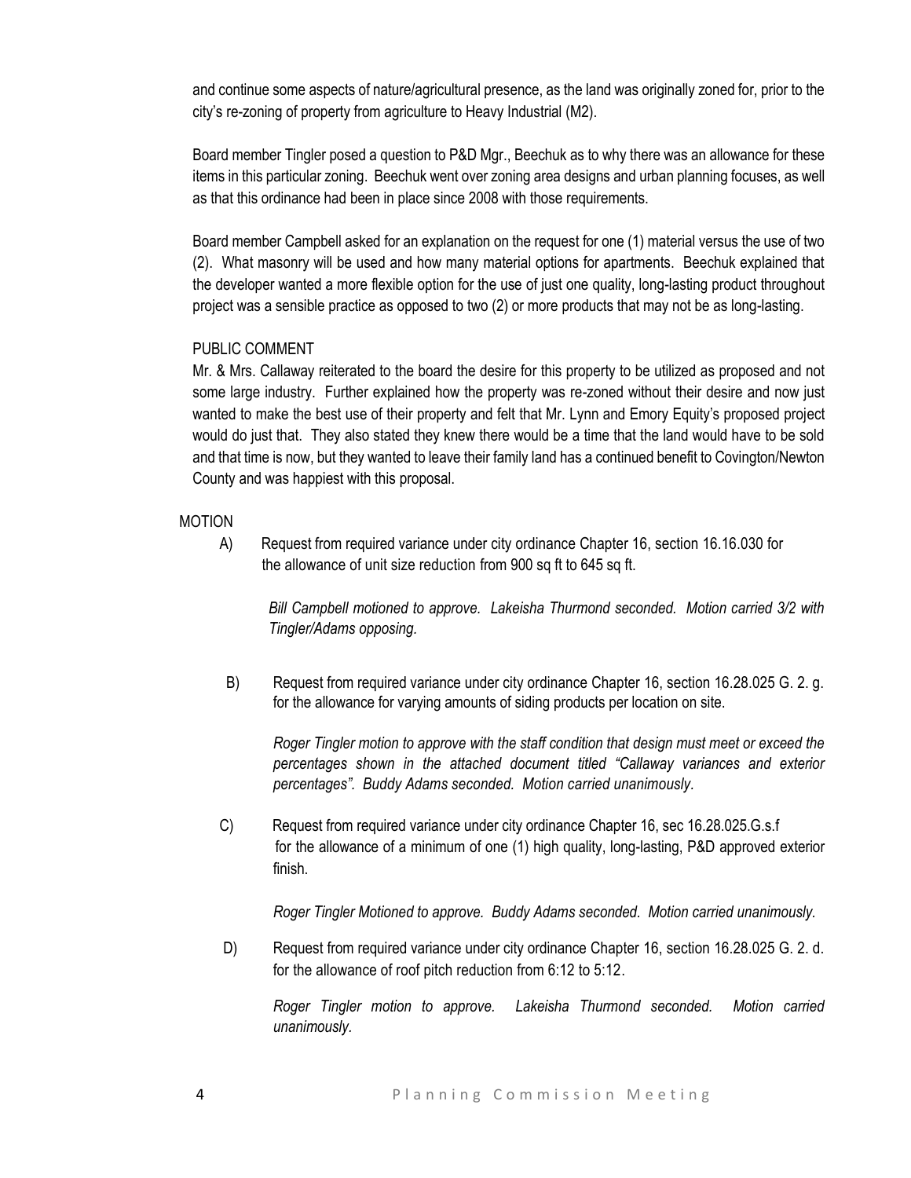and continue some aspects of nature/agricultural presence, as the land was originally zoned for, prior to the city's re-zoning of property from agriculture to Heavy Industrial (M2).

Board member Tingler posed a question to P&D Mgr., Beechuk as to why there was an allowance for these items in this particular zoning. Beechuk went over zoning area designs and urban planning focuses, as well as that this ordinance had been in place since 2008 with those requirements.

Board member Campbell asked for an explanation on the request for one (1) material versus the use of two (2). What masonry will be used and how many material options for apartments. Beechuk explained that the developer wanted a more flexible option for the use of just one quality, long-lasting product throughout project was a sensible practice as opposed to two (2) or more products that may not be as long-lasting.

PUBLIC COMMENT

Mr. & Mrs. Callaway reiterated to the board the desire for this property to be utilized as proposed and not some large industry. Further explained how the property was re-zoned without their desire and now just wanted to make the best use of their property and felt that Mr. Lynn and Emory Equity's proposed project would do just that. They also stated they knew there would be a time that the land would have to be sold and that time is now, but they wanted to leave their family land has a continued benefit to Covington/Newton County and was happiest with this proposal.

MOTION

A) Request from required variance under city ordinance Chapter 16, section 16.16.030 for the allowance of unit size reduction from 900 sq ft to 645 sq ft.

*Bill Campbell motioned to approve. Lakeisha Thurmond seconded. Motion carried 3/2 with Tingler/Adams opposing.*

B) Request from required variance under city ordinance Chapter 16, section 16.28.025 G. 2. g. for the allowance for varying amounts of siding products per location on site.

*Roger Tingler motion to approve with the staff condition that design must meet or exceed the percentages shown in the attached document titled "Callaway variances and exterior percentages". Buddy Adams seconded. Motion carried unanimously.*

C) Request from required variance under city ordinance Chapter 16, sec 16.28.025.G.s.f for the allowance of a minimum of one (1) high quality, long-lasting, P&D approved exterior finish.

*Roger Tingler Motioned to approve. Buddy Adams seconded. Motion carried unanimously.*

D) Request from required variance under city ordinance Chapter 16, section 16.28.025 G. 2. d. for the allowance of roof pitch reduction from 6:12 to 5:12.

*Roger Tingler motion to approve. Lakeisha Thurmond seconded. Motion carried unanimously.*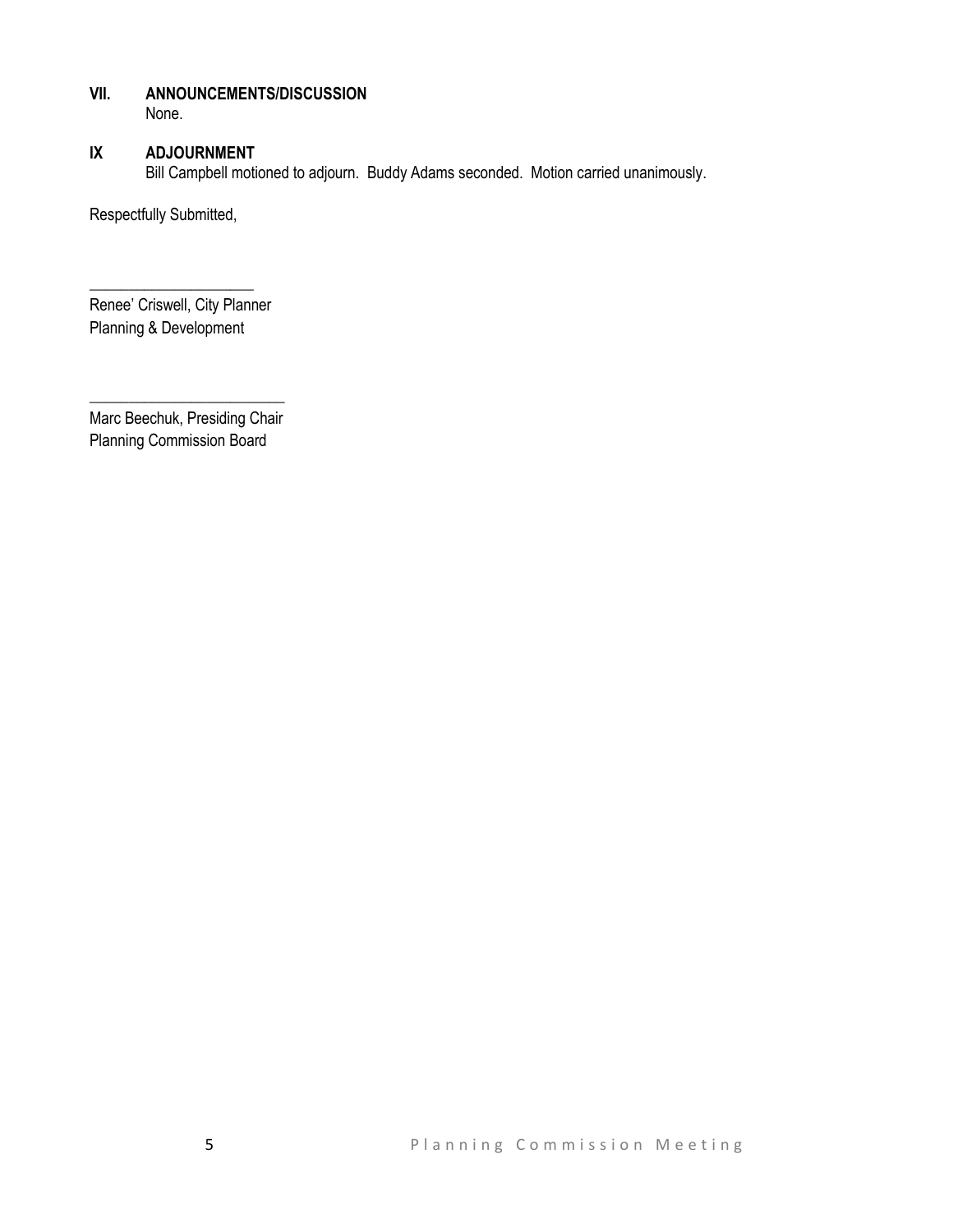**VII. ANNOUNCEMENTS/DISCUSSION**

None.

**IX ADJOURNMENT**

Bill Campbell motioned to adjourn. Buddy Adams seconded. Motion carried unanimously.

Respectfully Submitted,

\_\_\_\_\_\_\_\_\_\_\_\_\_\_\_\_\_\_\_\_\_\_

Renee' Criswell, City Planner
Planning & Development

\_\_\_\_\_\_\_\_\_\_\_\_\_\_\_\_\_\_\_\_\_\_\_\_\_\_\_

Marc Beechuk, Presiding Chair
Planning Commission Board